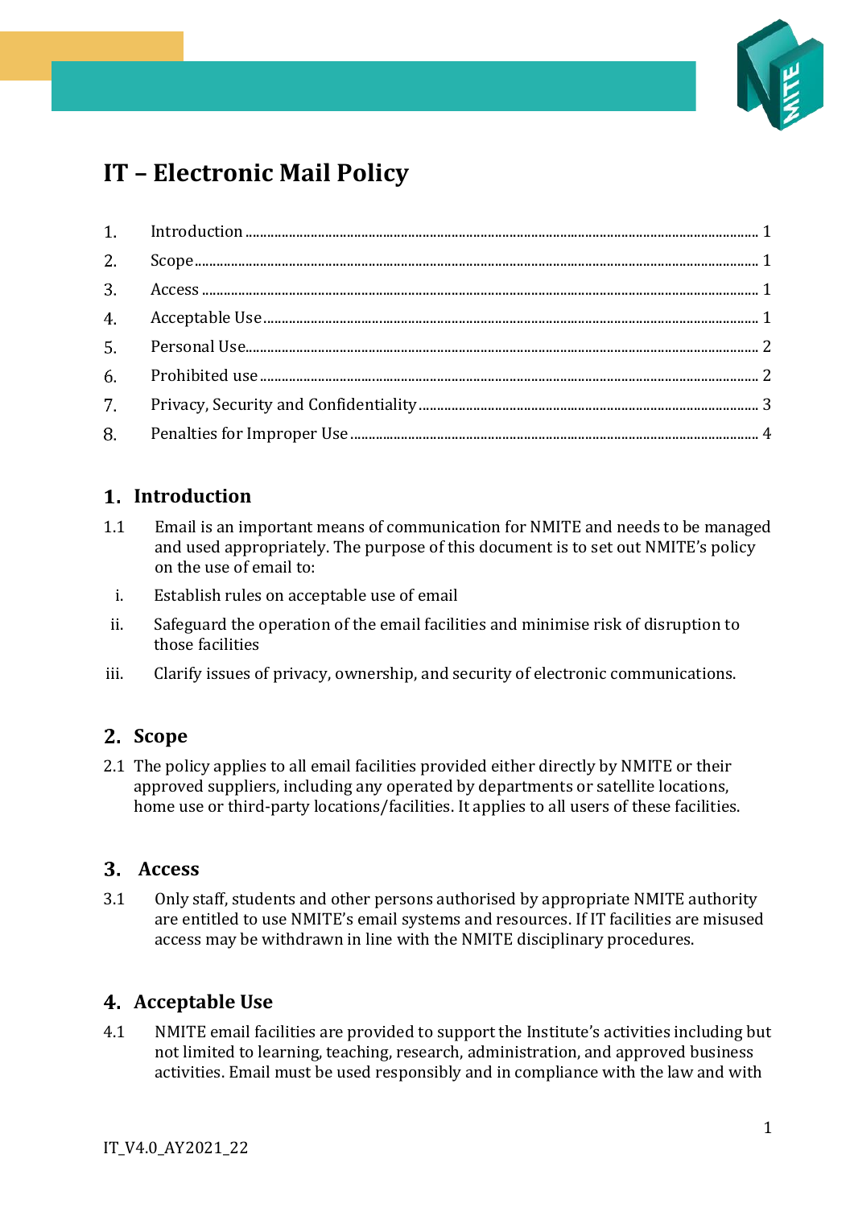# IT – Electronic Mail Policy

1. Introduction ........ 1
2. Scope ........ 1
3. Access ........ 1
4. Acceptable Use ........ 1
5. Personal Use ........ 2
6. Prohibited use ........ 2
7. Privacy, Security and Confidentiality ........ 3
8. Penalties for Improper Use ........ 4

## 1. Introduction

1.1 Email is an important means of communication for NMITE and needs to be managed and used appropriately. The purpose of this document is to set out NMITE's policy on the use of email to:

i. Establish rules on acceptable use of email

ii. Safeguard the operation of the email facilities and minimise risk of disruption to those facilities

iii. Clarify issues of privacy, ownership, and security of electronic communications.

## 2. Scope

2.1 The policy applies to all email facilities provided either directly by NMITE or their approved suppliers, including any operated by departments or satellite locations, home use or third-party locations/facilities. It applies to all users of these facilities.

## 3. Access

3.1 Only staff, students and other persons authorised by appropriate NMITE authority are entitled to use NMITE's email systems and resources. If IT facilities are misused access may be withdrawn in line with the NMITE disciplinary procedures.

## 4. Acceptable Use

4.1 NMITE email facilities are provided to support the Institute's activities including but not limited to learning, teaching, research, administration, and approved business activities. Email must be used responsibly and in compliance with the law and with

IT_V4.0_AY2021_22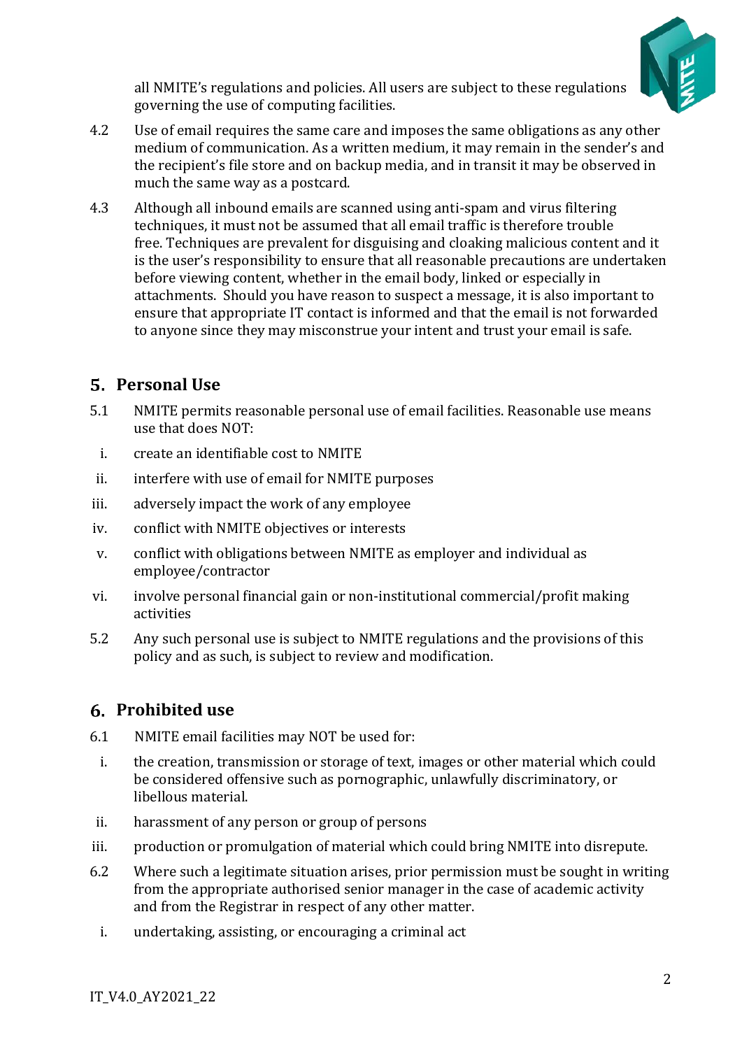all NMITE's regulations and policies. All users are subject to these regulations governing the use of computing facilities.

4.2 Use of email requires the same care and imposes the same obligations as any other medium of communication. As a written medium, it may remain in the sender's and the recipient's file store and on backup media, and in transit it may be observed in much the same way as a postcard.

4.3 Although all inbound emails are scanned using anti-spam and virus filtering techniques, it must not be assumed that all email traffic is therefore trouble free. Techniques are prevalent for disguising and cloaking malicious content and it is the user's responsibility to ensure that all reasonable precautions are undertaken before viewing content, whether in the email body, linked or especially in attachments. Should you have reason to suspect a message, it is also important to ensure that appropriate IT contact is informed and that the email is not forwarded to anyone since they may misconstrue your intent and trust your email is safe.

## 5. Personal Use

5.1 NMITE permits reasonable personal use of email facilities. Reasonable use means use that does NOT:

i. create an identifiable cost to NMITE

ii. interfere with use of email for NMITE purposes

iii. adversely impact the work of any employee

iv. conflict with NMITE objectives or interests

v. conflict with obligations between NMITE as employer and individual as employee/contractor

vi. involve personal financial gain or non-institutional commercial/profit making activities

5.2 Any such personal use is subject to NMITE regulations and the provisions of this policy and as such, is subject to review and modification.

## 6. Prohibited use

6.1 NMITE email facilities may NOT be used for:

i. the creation, transmission or storage of text, images or other material which could be considered offensive such as pornographic, unlawfully discriminatory, or libellous material.

ii. harassment of any person or group of persons

iii. production or promulgation of material which could bring NMITE into disrepute.

6.2 Where such a legitimate situation arises, prior permission must be sought in writing from the appropriate authorised senior manager in the case of academic activity and from the Registrar in respect of any other matter.

i. undertaking, assisting, or encouraging a criminal act

IT_V4.0_AY2021_22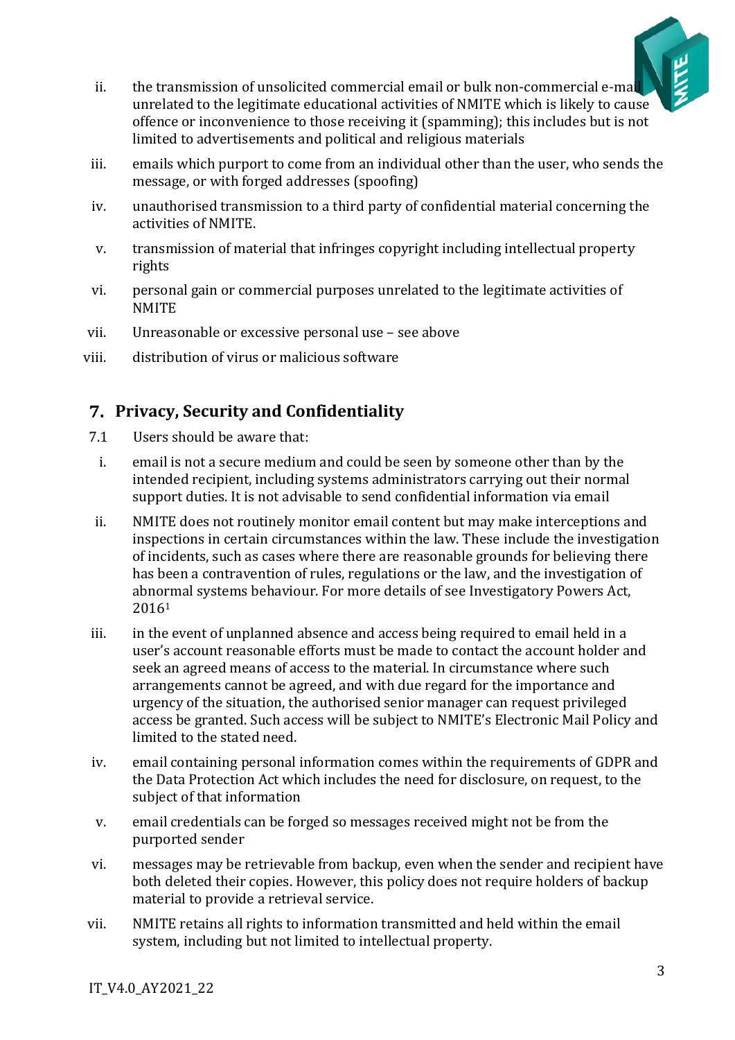ii. the transmission of unsolicited commercial email or bulk non-commercial e-mail unrelated to the legitimate educational activities of NMITE which is likely to cause offence or inconvenience to those receiving it (spamming); this includes but is not limited to advertisements and political and religious materials

iii. emails which purport to come from an individual other than the user, who sends the message, or with forged addresses (spoofing)

iv. unauthorised transmission to a third party of confidential material concerning the activities of NMITE.

v. transmission of material that infringes copyright including intellectual property rights

vi. personal gain or commercial purposes unrelated to the legitimate activities of NMITE

vii. Unreasonable or excessive personal use – see above

viii. distribution of virus or malicious software

## 7. Privacy, Security and Confidentiality

7.1 Users should be aware that:

i. email is not a secure medium and could be seen by someone other than by the intended recipient, including systems administrators carrying out their normal support duties. It is not advisable to send confidential information via email

ii. NMITE does not routinely monitor email content but may make interceptions and inspections in certain circumstances within the law. These include the investigation of incidents, such as cases where there are reasonable grounds for believing there has been a contravention of rules, regulations or the law, and the investigation of abnormal systems behaviour. For more details of see Investigatory Powers Act, 2016[1]

iii. in the event of unplanned absence and access being required to email held in a user's account reasonable efforts must be made to contact the account holder and seek an agreed means of access to the material. In circumstance where such arrangements cannot be agreed, and with due regard for the importance and urgency of the situation, the authorised senior manager can request privileged access be granted. Such access will be subject to NMITE's Electronic Mail Policy and limited to the stated need.

iv. email containing personal information comes within the requirements of GDPR and the Data Protection Act which includes the need for disclosure, on request, to the subject of that information

v. email credentials can be forged so messages received might not be from the purported sender

vi. messages may be retrievable from backup, even when the sender and recipient have both deleted their copies. However, this policy does not require holders of backup material to provide a retrieval service.

vii. NMITE retains all rights to information transmitted and held within the email system, including but not limited to intellectual property.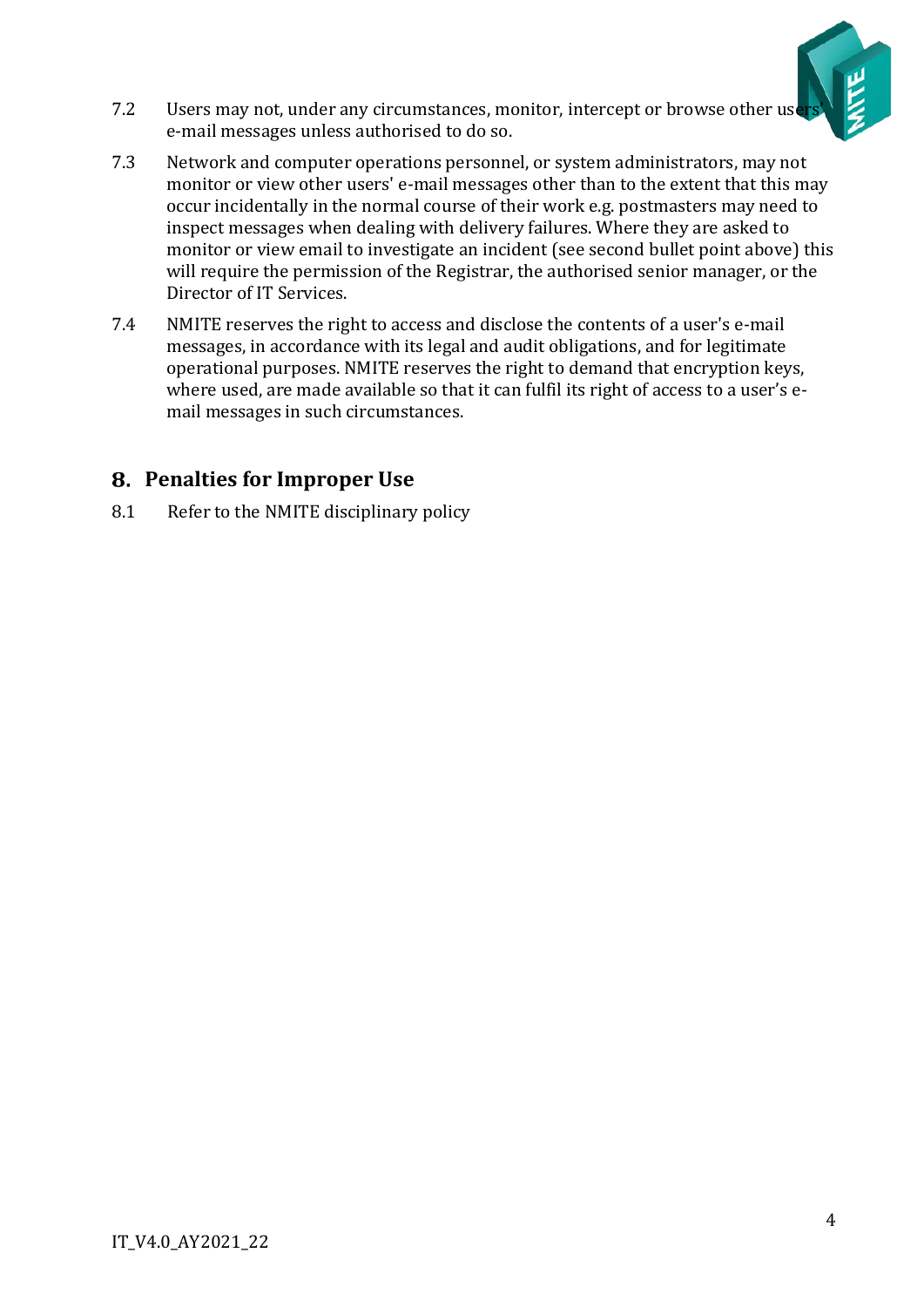7.2 Users may not, under any circumstances, monitor, intercept or browse other users' e-mail messages unless authorised to do so.

7.3 Network and computer operations personnel, or system administrators, may not monitor or view other users' e-mail messages other than to the extent that this may occur incidentally in the normal course of their work e.g. postmasters may need to inspect messages when dealing with delivery failures. Where they are asked to monitor or view email to investigate an incident (see second bullet point above) this will require the permission of the Registrar, the authorised senior manager, or the Director of IT Services.

7.4 NMITE reserves the right to access and disclose the contents of a user's e-mail messages, in accordance with its legal and audit obligations, and for legitimate operational purposes. NMITE reserves the right to demand that encryption keys, where used, are made available so that it can fulfil its right of access to a user's e-mail messages in such circumstances.

## 8. Penalties for Improper Use

8.1 Refer to the NMITE disciplinary policy